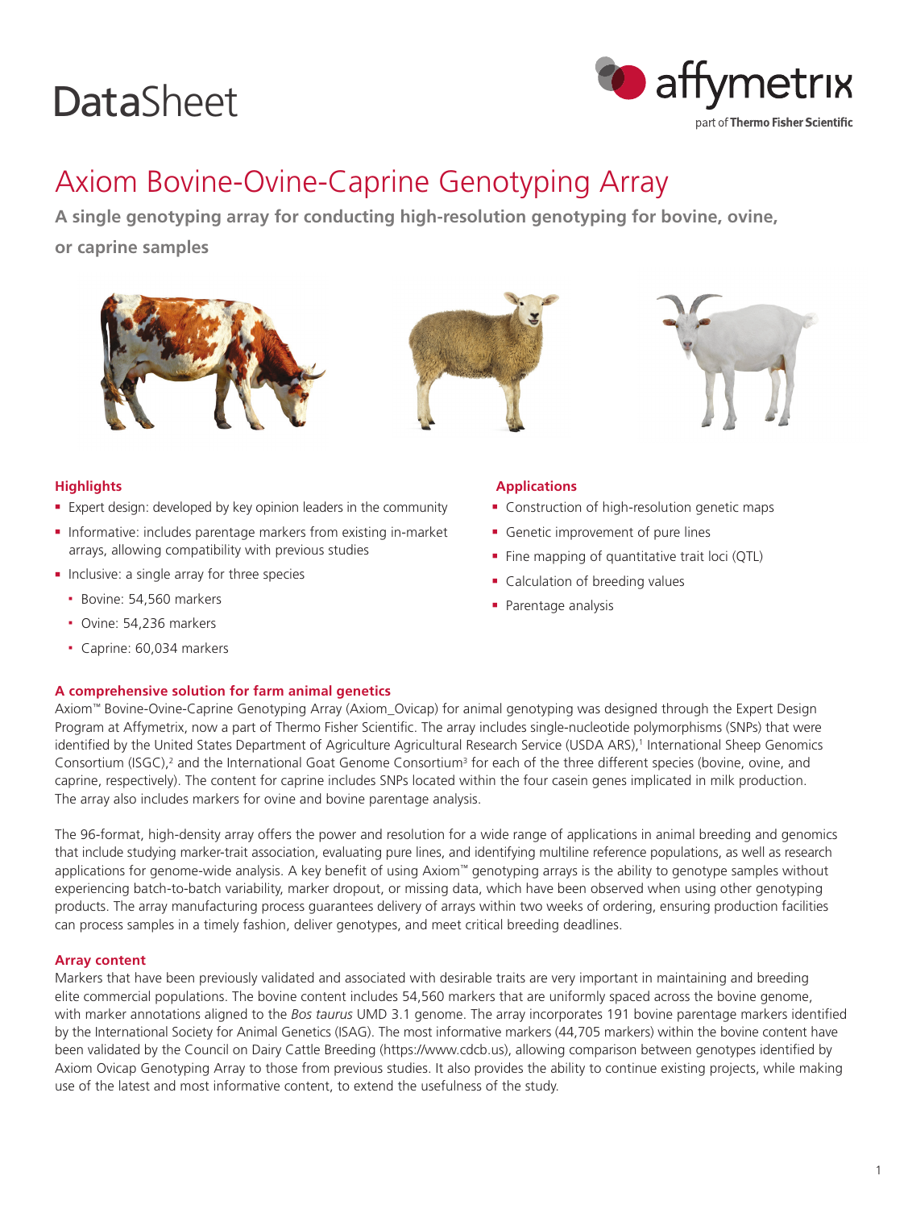DataSheet

# Axiom Bovine-Ovine-Caprine Genotyping Array

**A single genotyping array for conducting high-resolution genotyping for bovine, ovine, or caprine samples**

### Highlights

- Expert design: developed by key opinion leaders in the community
- Informative: includes parentage markers from existing in-market arrays, allowing compatibility with previous studies
- Inclusive: a single array for three species
  - Bovine: 54,560 markers
  - Ovine: 54,236 markers
  - Caprine: 60,034 markers

### Applications

- Construction of high-resolution genetic maps
- Genetic improvement of pure lines
- Fine mapping of quantitative trait loci (QTL)
- Calculation of breeding values
- Parentage analysis

### A comprehensive solution for farm animal genetics

Axiom™ Bovine-Ovine-Caprine Genotyping Array (Axiom_Ovicap) for animal genotyping was designed through the Expert Design Program at Affymetrix, now a part of Thermo Fisher Scientific. The array includes single-nucleotide polymorphisms (SNPs) that were identified by the United States Department of Agriculture Agricultural Research Service (USDA ARS),[1] International Sheep Genomics Consortium (ISGC),[2] and the International Goat Genome Consortium[3] for each of the three different species (bovine, ovine, and caprine, respectively). The content for caprine includes SNPs located within the four casein genes implicated in milk production. The array also includes markers for ovine and bovine parentage analysis.

The 96-format, high-density array offers the power and resolution for a wide range of applications in animal breeding and genomics that include studying marker-trait association, evaluating pure lines, and identifying multiline reference populations, as well as research applications for genome-wide analysis. A key benefit of using Axiom™ genotyping arrays is the ability to genotype samples without experiencing batch-to-batch variability, marker dropout, or missing data, which have been observed when using other genotyping products. The array manufacturing process guarantees delivery of arrays within two weeks of ordering, ensuring production facilities can process samples in a timely fashion, deliver genotypes, and meet critical breeding deadlines.

### Array content

Markers that have been previously validated and associated with desirable traits are very important in maintaining and breeding elite commercial populations. The bovine content includes 54,560 markers that are uniformly spaced across the bovine genome, with marker annotations aligned to the *Bos taurus* UMD 3.1 genome. The array incorporates 191 bovine parentage markers identified by the International Society for Animal Genetics (ISAG). The most informative markers (44,705 markers) within the bovine content have been validated by the Council on Dairy Cattle Breeding (https://www.cdcb.us), allowing comparison between genotypes identified by Axiom Ovicap Genotyping Array to those from previous studies. It also provides the ability to continue existing projects, while making use of the latest and most informative content, to extend the usefulness of the study.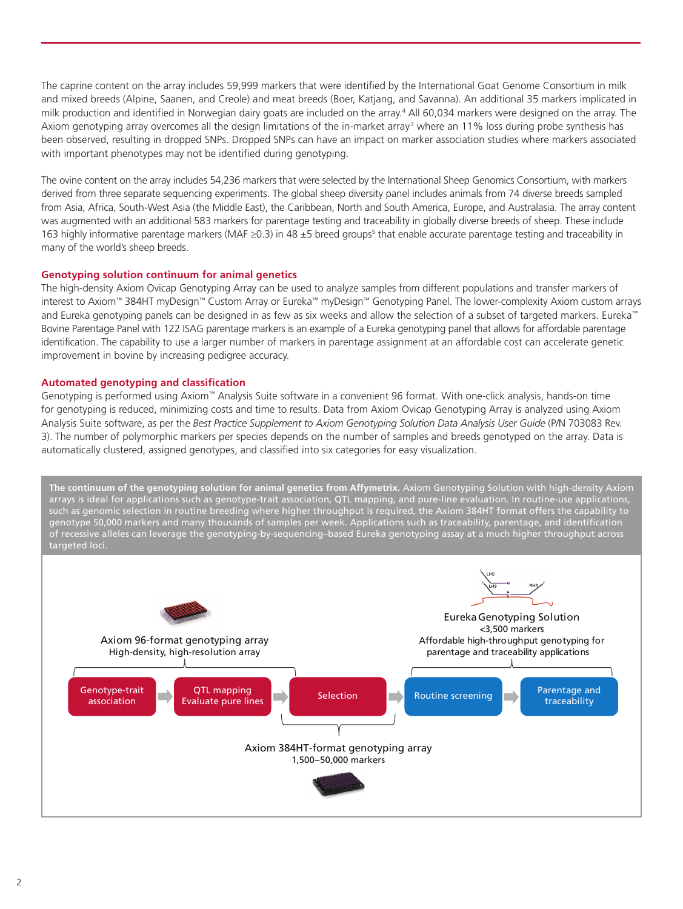The caprine content on the array includes 59,999 markers that were identified by the International Goat Genome Consortium in milk and mixed breeds (Alpine, Saanen, and Creole) and meat breeds (Boer, Katjang, and Savanna). An additional 35 markers implicated in milk production and identified in Norwegian dairy goats are included on the array.[4] All 60,034 markers were designed on the array. The Axiom genotyping array overcomes all the design limitations of the in-market array[3] where an 11% loss during probe synthesis has been observed, resulting in dropped SNPs. Dropped SNPs can have an impact on marker association studies where markers associated with important phenotypes may not be identified during genotyping.

The ovine content on the array includes 54,236 markers that were selected by the International Sheep Genomics Consortium, with markers derived from three separate sequencing experiments. The global sheep diversity panel includes animals from 74 diverse breeds sampled from Asia, Africa, South-West Asia (the Middle East), the Caribbean, North and South America, Europe, and Australasia. The array content was augmented with an additional 583 markers for parentage testing and traceability in globally diverse breeds of sheep. These include 163 highly informative parentage markers (MAF ≥0.3) in 48 ±5 breed groups[5] that enable accurate parentage testing and traceability in many of the world's sheep breeds.

## Genotyping solution continuum for animal genetics

The high-density Axiom Ovicap Genotyping Array can be used to analyze samples from different populations and transfer markers of interest to Axiom™ 384HT myDesign™ Custom Array or Eureka™ myDesign™ Genotyping Panel. The lower-complexity Axiom custom arrays and Eureka genotyping panels can be designed in as few as six weeks and allow the selection of a subset of targeted markers. Eureka™ Bovine Parentage Panel with 122 ISAG parentage markers is an example of a Eureka genotyping panel that allows for affordable parentage identification. The capability to use a larger number of markers in parentage assignment at an affordable cost can accelerate genetic improvement in bovine by increasing pedigree accuracy.

## Automated genotyping and classification

Genotyping is performed using Axiom™ Analysis Suite software in a convenient 96 format. With one-click analysis, hands-on time for genotyping is reduced, minimizing costs and time to results. Data from Axiom Ovicap Genotyping Array is analyzed using Axiom Analysis Suite software, as per the *Best Practice Supplement to Axiom Genotyping Solution Data Analysis User Guide* (P/N 703083 Rev. 3). The number of polymorphic markers per species depends on the number of samples and breeds genotyped on the array. Data is automatically clustered, assigned genotypes, and classified into six categories for easy visualization.

**The continuum of the genotyping solution for animal genetics from Affymetrix.** Axiom Genotyping Solution with high-density Axiom arrays is ideal for applications such as genotype-trait association, QTL mapping, and pure-line evaluation. In routine-use applications, such as genomic selection in routine breeding where high throughput is required, the Axiom 384HT format offers the capability to genotype 50,000 markers and many thousands of samples per week. Applications such as traceability, parentage, and identification of recessive alleles can leverage the genotyping-by-sequencing–based Eureka genotyping assay at a much higher throughput across targeted loci.

Axiom 96-format genotyping array
High-density, high-resolution array

Eureka Genotyping Solution
<3,500 markers
Affordable high-throughput genotyping for parentage and traceability applications

Genotype-trait association → QTL mapping Evaluate pure lines → Selection → Routine screening → Parentage and traceability

Axiom 384HT-format genotyping array
1,500–50,000 markers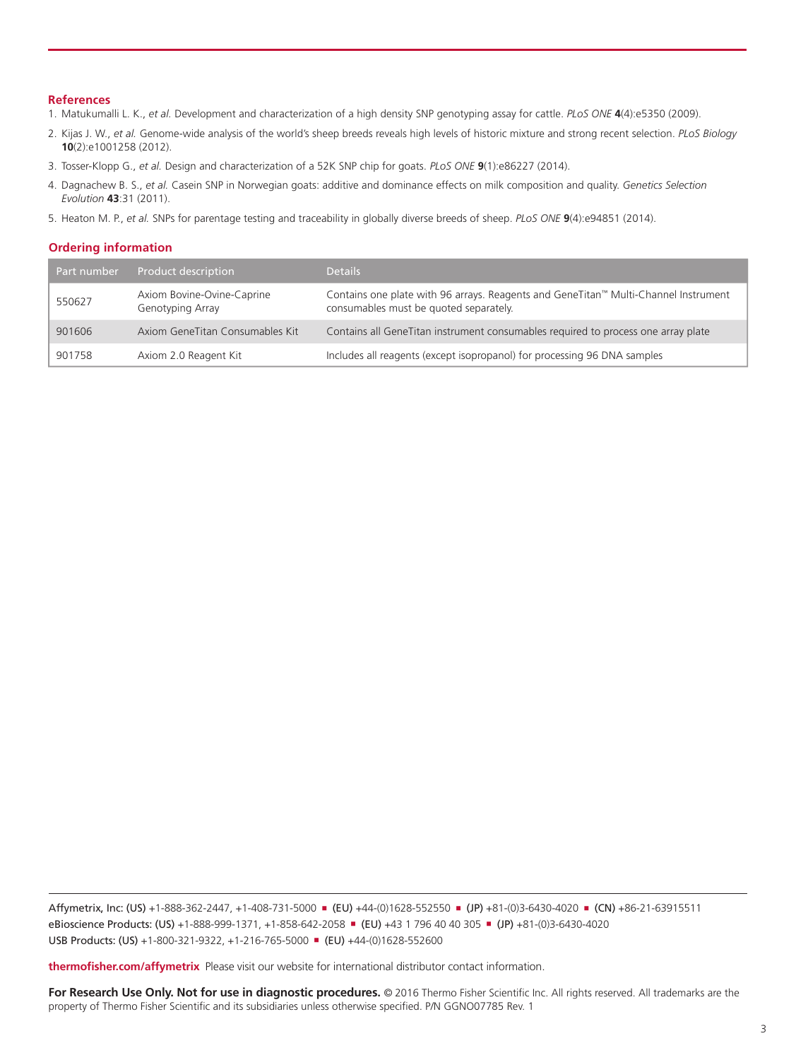## References

1. Matukumalli L. K., *et al.* Development and characterization of a high density SNP genotyping assay for cattle. *PLoS ONE* **4**(4):e5350 (2009).
2. Kijas J. W., *et al.* Genome-wide analysis of the world's sheep breeds reveals high levels of historic mixture and strong recent selection. *PLoS Biology* **10**(2):e1001258 (2012).
3. Tosser-Klopp G., *et al.* Design and characterization of a 52K SNP chip for goats. *PLoS ONE* **9**(1):e86227 (2014).
4. Dagnachew B. S., *et al.* Casein SNP in Norwegian goats: additive and dominance effects on milk composition and quality. *Genetics Selection Evolution* **43**:31 (2011).
5. Heaton M. P., *et al.* SNPs for parentage testing and traceability in globally diverse breeds of sheep. *PLoS ONE* **9**(4):e94851 (2014).

## Ordering information

| Part number | Product description | Details |
|---|---|---|
| 550627 | Axiom Bovine-Ovine-Caprine Genotyping Array | Contains one plate with 96 arrays. Reagents and GeneTitan™ Multi-Channel Instrument consumables must be quoted separately. |
| 901606 | Axiom GeneTitan Consumables Kit | Contains all GeneTitan instrument consumables required to process one array plate |
| 901758 | Axiom 2.0 Reagent Kit | Includes all reagents (except isopropanol) for processing 96 DNA samples |

**Affymetrix, Inc: (US)** +1-888-362-2447, +1-408-731-5000 ▪ **(EU)** +44-(0)1628-552550 ▪ **(JP)** +81-(0)3-6430-4020 ▪ **(CN)** +86-21-63915511
**eBioscience Products: (US)** +1-888-999-1371, +1-858-642-2058 ▪ **(EU)** +43 1 796 40 40 305 ▪ **(JP)** +81-(0)3-6430-4020
**USB Products: (US)** +1-800-321-9322, +1-216-765-5000 ▪ **(EU)** +44-(0)1628-552600

**thermofisher.com/affymetrix** Please visit our website for international distributor contact information.

**For Research Use Only. Not for use in diagnostic procedures.** © 2016 Thermo Fisher Scientific Inc. All rights reserved. All trademarks are the property of Thermo Fisher Scientific and its subsidiaries unless otherwise specified. P/N GGNO07785 Rev. 1